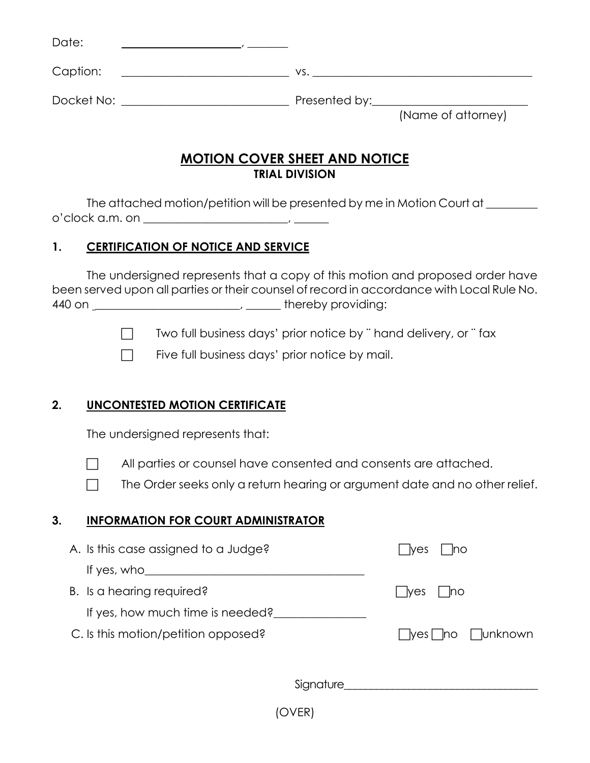Date: \_\_\_\_\_\_\_\_\_\_\_\_\_\_\_\_\_\_\_\_, \_\_\_\_\_\_\_

Caption: \_\_\_\_\_\_\_\_\_\_\_\_\_\_\_\_\_\_\_\_\_\_\_\_\_\_\_\_ vs. \_\_\_\_\_\_\_\_\_\_\_\_\_\_\_\_\_\_\_\_\_\_\_\_\_\_\_\_\_\_\_\_\_\_\_\_\_\_

Docket No: \_\_\_\_\_\_\_\_\_\_\_\_\_\_\_\_\_\_\_\_\_\_\_\_\_\_\_\_ Presented by:\_\_\_\_\_\_\_\_\_\_\_\_\_\_\_\_\_\_\_\_\_\_\_\_\_\_
(Name of attorney)

## MOTION COVER SHEET AND NOTICE

### TRIAL DIVISION

The attached motion/petition will be presented by me in Motion Court at \_\_\_\_\_\_\_\_\_ o'clock a.m. on \_\_\_\_\_\_\_\_\_\_\_\_\_\_\_\_\_\_\_\_\_\_\_\_\_, \_\_\_\_\_\_

### 1. CERTIFICATION OF NOTICE AND SERVICE

The undersigned represents that a copy of this motion and proposed order have been served upon all parties or their counsel of record in accordance with Local Rule No. 440 on \_\_\_\_\_\_\_\_\_\_\_\_\_\_\_\_\_\_\_\_\_\_\_\_\_, \_\_\_\_\_\_ thereby providing:

- ☐ Two full business days' prior notice by ¨ hand delivery, or ¨ fax
- ☐ Five full business days' prior notice by mail.

### 2. UNCONTESTED MOTION CERTIFICATE

The undersigned represents that:

- ☐ All parties or counsel have consented and consents are attached.
- ☐ The Order seeks only a return hearing or argument date and no other relief.

### 3. INFORMATION FOR COURT ADMINISTRATOR

A. Is this case assigned to a Judge? ☐yes ☐no

If yes, who\_\_\_\_\_\_\_\_\_\_\_\_\_\_\_\_\_\_\_\_\_\_\_\_\_\_\_\_\_\_\_\_\_\_\_\_\_\_

B. Is a hearing required? ☐yes ☐no

If yes, how much time is needed?\_\_\_\_\_\_\_\_\_\_\_\_\_\_\_\_

C. Is this motion/petition opposed? ☐yes ☐no ☐unknown

Signature\_\_\_\_\_\_\_\_\_\_\_\_\_\_\_\_\_\_\_\_\_\_\_\_\_\_\_\_\_\_\_\_\_\_\_

(OVER)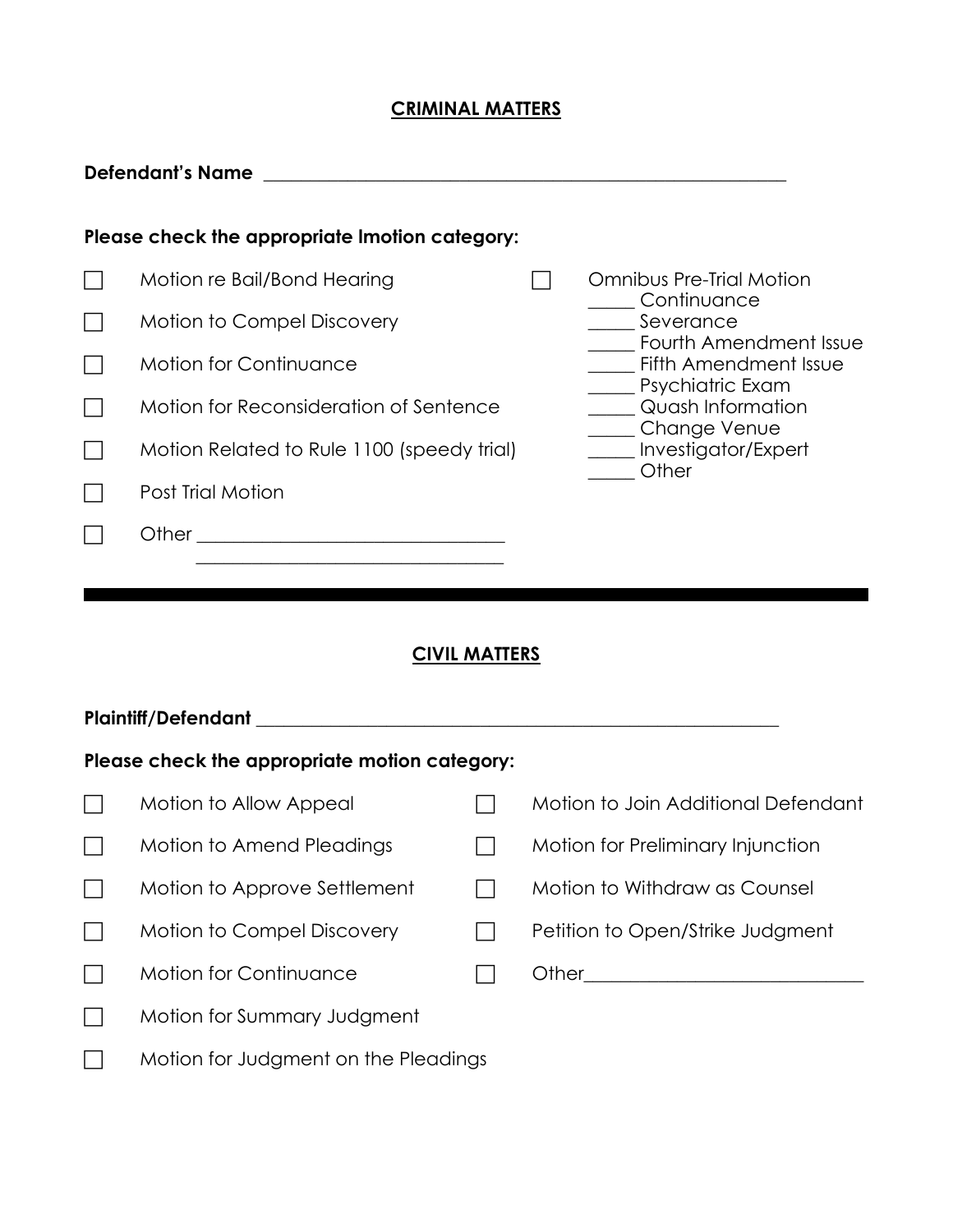## CRIMINAL MATTERS

**Defendant's Name** ______________________________________________________

**Please check the appropriate lmotion category:**

- ☐ Motion re Bail/Bond Hearing
- ☐ Motion to Compel Discovery
- ☐ Motion for Continuance
- ☐ Motion for Reconsideration of Sentence
- ☐ Motion Related to Rule 1100 (speedy trial)
- ☐ Post Trial Motion
- ☐ Other ______________________________
  ______________________________
- ☐ Omnibus Pre-Trial Motion
  - _____ Continuance
  - _____ Severance
  - _____ Fourth Amendment Issue
  - _____ Fifth Amendment Issue
  - _____ Psychiatric Exam
  - _____ Quash Information
  - _____ Change Venue
  - _____ Investigator/Expert
  - _____ Other

---

## CIVIL MATTERS

**Plaintiff/Defendant** ______________________________________________________

**Please check the appropriate motion category:**

- ☐ Motion to Allow Appeal
- ☐ Motion to Amend Pleadings
- ☐ Motion to Approve Settlement
- ☐ Motion to Compel Discovery
- ☐ Motion for Continuance
- ☐ Motion for Summary Judgment
- ☐ Motion for Judgment on the Pleadings
- ☐ Motion to Join Additional Defendant
- ☐ Motion for Preliminary Injunction
- ☐ Motion to Withdraw as Counsel
- ☐ Petition to Open/Strike Judgment
- ☐ Other______________________________